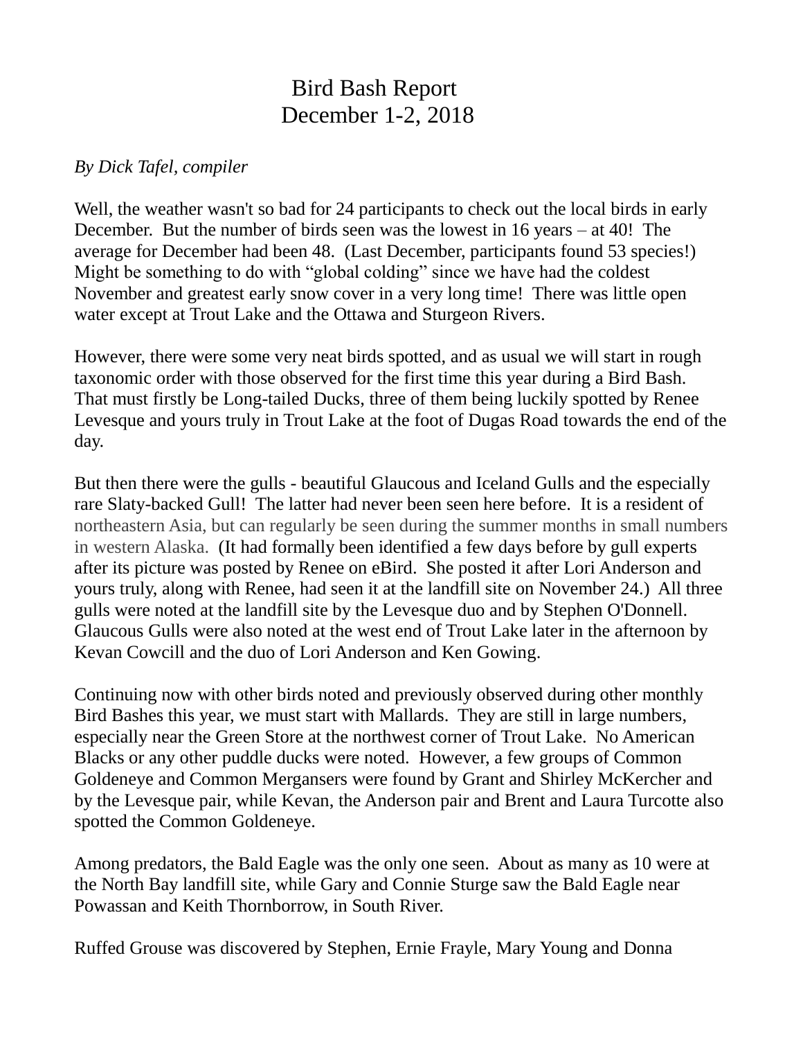# Bird Bash Report
# December 1-2, 2018

*By Dick Tafel, compiler*

Well, the weather wasn't so bad for 24 participants to check out the local birds in early December. But the number of birds seen was the lowest in 16 years – at 40! The average for December had been 48. (Last December, participants found 53 species!) Might be something to do with "global colding" since we have had the coldest November and greatest early snow cover in a very long time! There was little open water except at Trout Lake and the Ottawa and Sturgeon Rivers.

However, there were some very neat birds spotted, and as usual we will start in rough taxonomic order with those observed for the first time this year during a Bird Bash. That must firstly be Long-tailed Ducks, three of them being luckily spotted by Renee Levesque and yours truly in Trout Lake at the foot of Dugas Road towards the end of the day.

But then there were the gulls - beautiful Glaucous and Iceland Gulls and the especially rare Slaty-backed Gull! The latter had never been seen here before. It is a resident of northeastern Asia, but can regularly be seen during the summer months in small numbers in western Alaska. (It had formally been identified a few days before by gull experts after its picture was posted by Renee on eBird. She posted it after Lori Anderson and yours truly, along with Renee, had seen it at the landfill site on November 24.) All three gulls were noted at the landfill site by the Levesque duo and by Stephen O'Donnell. Glaucous Gulls were also noted at the west end of Trout Lake later in the afternoon by Kevan Cowcill and the duo of Lori Anderson and Ken Gowing.

Continuing now with other birds noted and previously observed during other monthly Bird Bashes this year, we must start with Mallards. They are still in large numbers, especially near the Green Store at the northwest corner of Trout Lake. No American Blacks or any other puddle ducks were noted. However, a few groups of Common Goldeneye and Common Mergansers were found by Grant and Shirley McKercher and by the Levesque pair, while Kevan, the Anderson pair and Brent and Laura Turcotte also spotted the Common Goldeneye.

Among predators, the Bald Eagle was the only one seen. About as many as 10 were at the North Bay landfill site, while Gary and Connie Sturge saw the Bald Eagle near Powassan and Keith Thornborrow, in South River.

Ruffed Grouse was discovered by Stephen, Ernie Frayle, Mary Young and Donna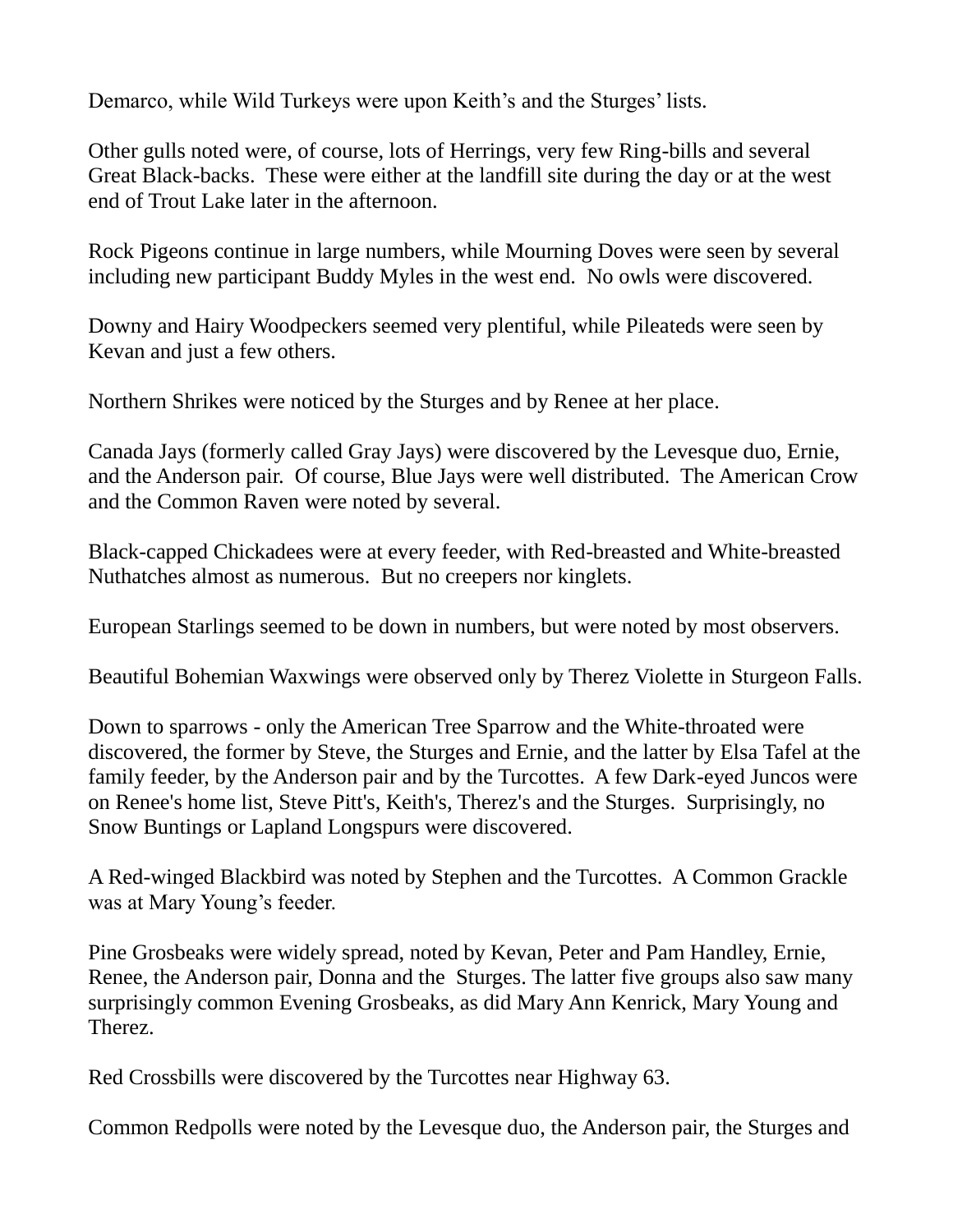Demarco, while Wild Turkeys were upon Keith's and the Sturges' lists.

Other gulls noted were, of course, lots of Herrings, very few Ring-bills and several Great Black-backs. These were either at the landfill site during the day or at the west end of Trout Lake later in the afternoon.

Rock Pigeons continue in large numbers, while Mourning Doves were seen by several including new participant Buddy Myles in the west end. No owls were discovered.

Downy and Hairy Woodpeckers seemed very plentiful, while Pileateds were seen by Kevan and just a few others.

Northern Shrikes were noticed by the Sturges and by Renee at her place.

Canada Jays (formerly called Gray Jays) were discovered by the Levesque duo, Ernie, and the Anderson pair. Of course, Blue Jays were well distributed. The American Crow and the Common Raven were noted by several.

Black-capped Chickadees were at every feeder, with Red-breasted and White-breasted Nuthatches almost as numerous. But no creepers nor kinglets.

European Starlings seemed to be down in numbers, but were noted by most observers.

Beautiful Bohemian Waxwings were observed only by Therez Violette in Sturgeon Falls.

Down to sparrows - only the American Tree Sparrow and the White-throated were discovered, the former by Steve, the Sturges and Ernie, and the latter by Elsa Tafel at the family feeder, by the Anderson pair and by the Turcottes. A few Dark-eyed Juncos were on Renee's home list, Steve Pitt's, Keith's, Therez's and the Sturges. Surprisingly, no Snow Buntings or Lapland Longspurs were discovered.

A Red-winged Blackbird was noted by Stephen and the Turcottes. A Common Grackle was at Mary Young's feeder.

Pine Grosbeaks were widely spread, noted by Kevan, Peter and Pam Handley, Ernie, Renee, the Anderson pair, Donna and the Sturges. The latter five groups also saw many surprisingly common Evening Grosbeaks, as did Mary Ann Kenrick, Mary Young and Therez.

Red Crossbills were discovered by the Turcottes near Highway 63.

Common Redpolls were noted by the Levesque duo, the Anderson pair, the Sturges and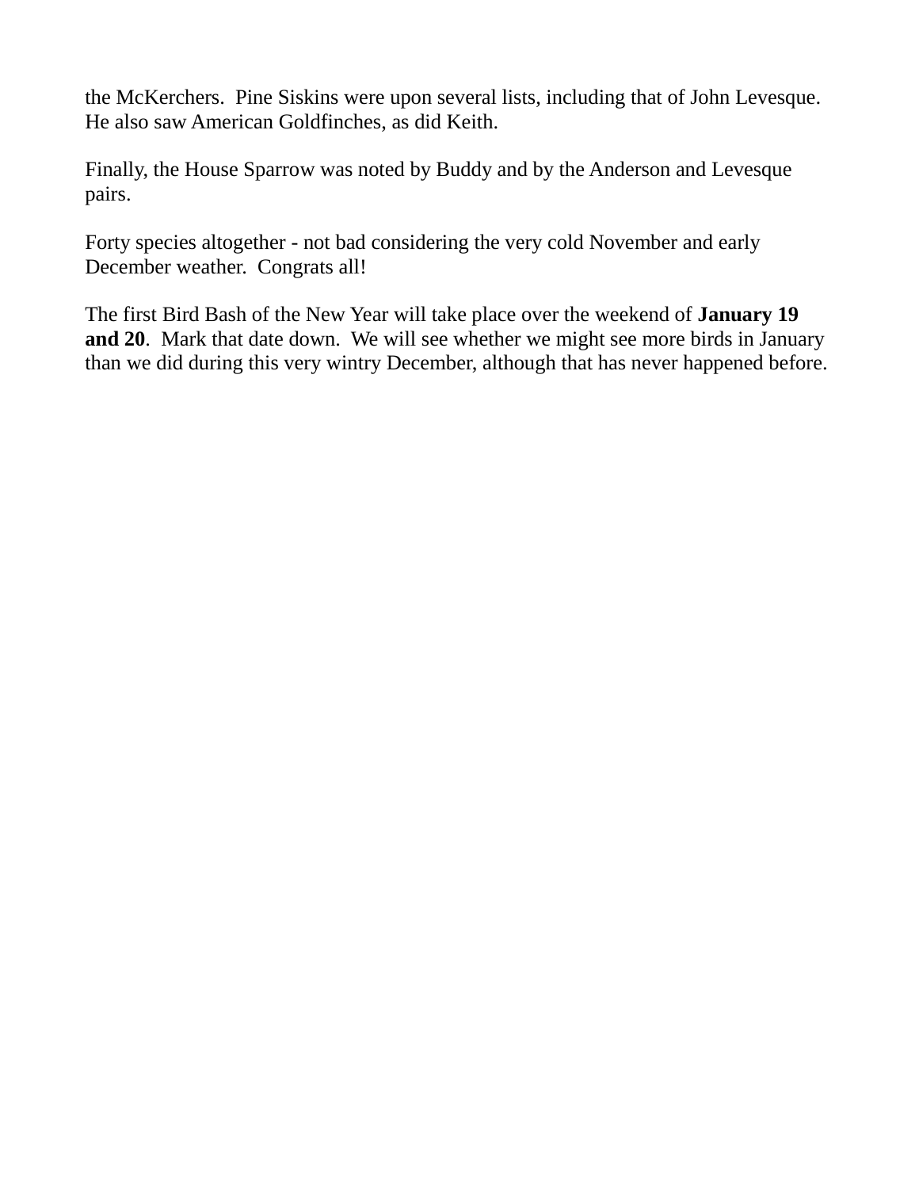the McKerchers. Pine Siskins were upon several lists, including that of John Levesque. He also saw American Goldfinches, as did Keith.

Finally, the House Sparrow was noted by Buddy and by the Anderson and Levesque pairs.

Forty species altogether - not bad considering the very cold November and early December weather. Congrats all!

The first Bird Bash of the New Year will take place over the weekend of **January 19 and 20**. Mark that date down. We will see whether we might see more birds in January than we did during this very wintry December, although that has never happened before.